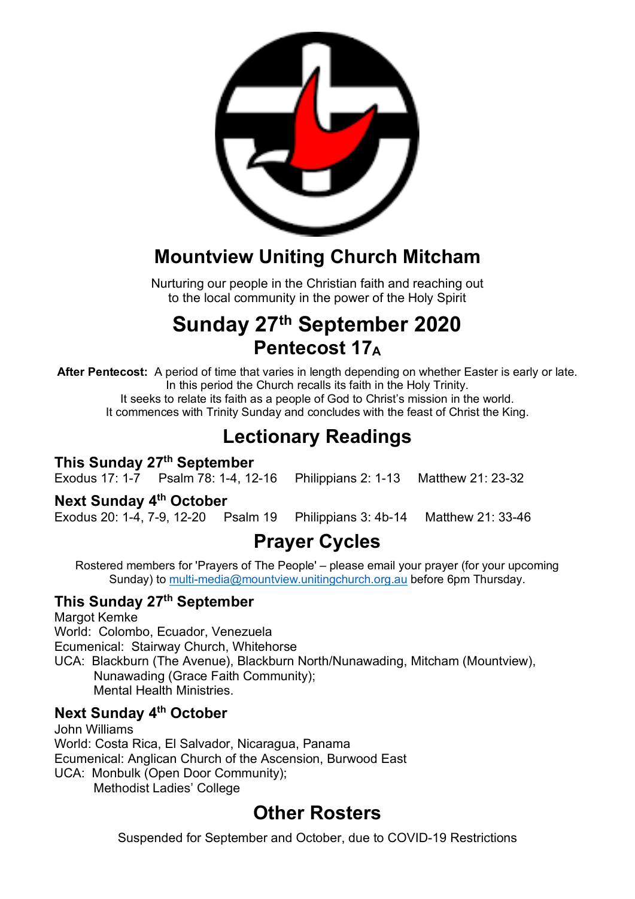# Mountview Uniting Church Mitcham

Nurturing our people in the Christian faith and reaching out to the local community in the power of the Holy Spirit

# Sunday 27th September 2020

## Pentecost $17_A$

**After Pentecost:** A period of time that varies in length depending on whether Easter is early or late. In this period the Church recalls its faith in the Holy Trinity. It seeks to relate its faith as a people of God to Christ's mission in the world. It commences with Trinity Sunday and concludes with the feast of Christ the King.

## Lectionary Readings

### This Sunday 27th September

Exodus 17: 1-7 Psalm 78: 1-4, 12-16 Philippians 2: 1-13 Matthew 21: 23-32

### Next Sunday 4th October

Exodus 20: 1-4, 7-9, 12-20 Psalm 19 Philippians 3: 4b-14 Matthew 21: 33-46

## Prayer Cycles

Rostered members for 'Prayers of The People' – please email your prayer (for your upcoming Sunday) to multi-media@mountview.unitingchurch.org.au before 6pm Thursday.

### This Sunday 27th September

Margot Kemke
World: Colombo, Ecuador, Venezuela
Ecumenical: Stairway Church, Whitehorse
UCA: Blackburn (The Avenue), Blackburn North/Nunawading, Mitcham (Mountview), Nunawading (Grace Faith Community);
Mental Health Ministries.

### Next Sunday 4th October

John Williams
World: Costa Rica, El Salvador, Nicaragua, Panama
Ecumenical: Anglican Church of the Ascension, Burwood East
UCA: Monbulk (Open Door Community);
Methodist Ladies' College

## Other Rosters

Suspended for September and October, due to COVID-19 Restrictions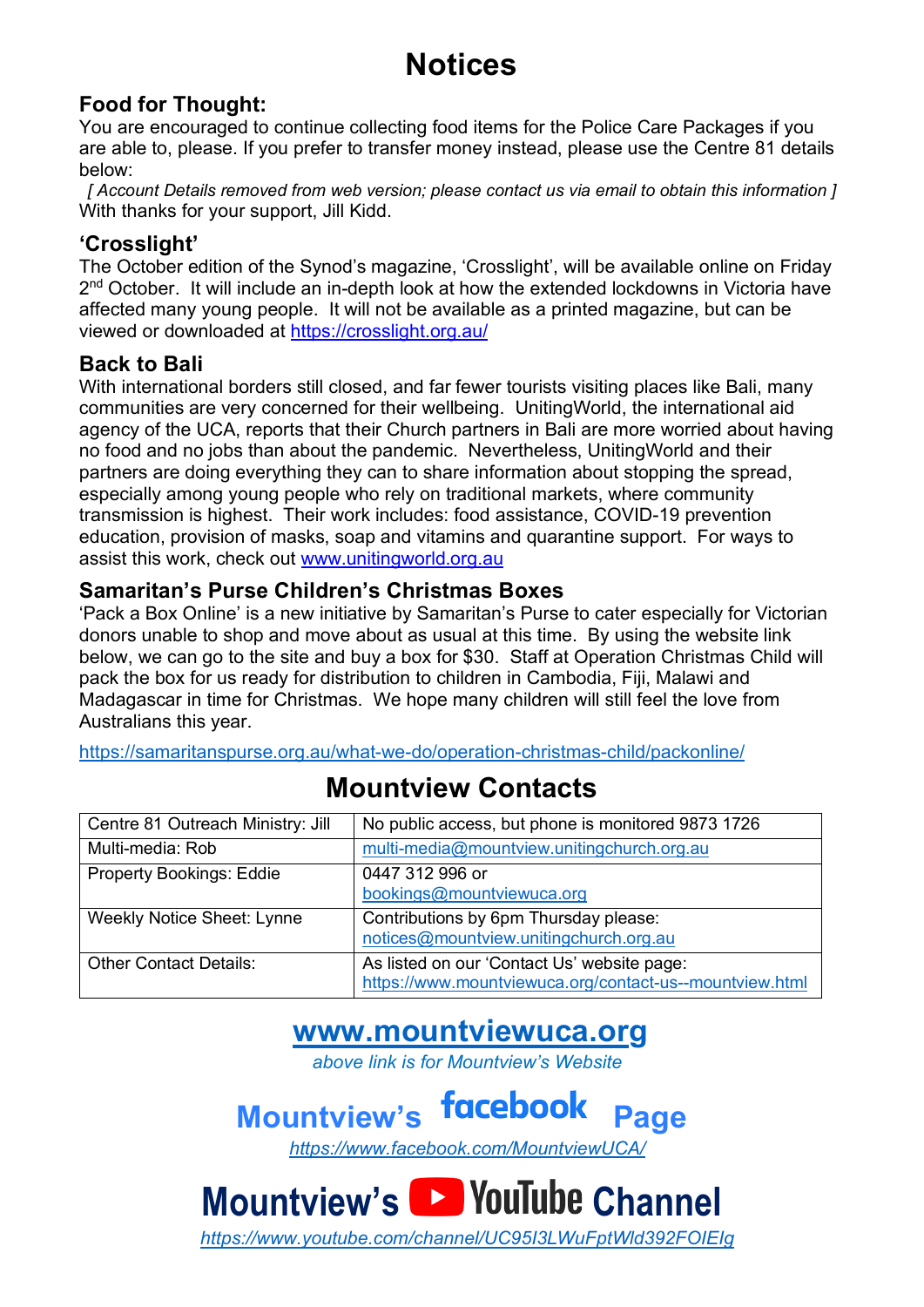# Notices

### Food for Thought:

You are encouraged to continue collecting food items for the Police Care Packages if you are able to, please. If you prefer to transfer money instead, please use the Centre 81 details below:

*[ Account Details removed from web version; please contact us via email to obtain this information ]*

With thanks for your support, Jill Kidd.

### 'Crosslight'

The October edition of the Synod's magazine, 'Crosslight', will be available online on Friday 2nd October. It will include an in-depth look at how the extended lockdowns in Victoria have affected many young people. It will not be available as a printed magazine, but can be viewed or downloaded at https://crosslight.org.au/

### Back to Bali

With international borders still closed, and far fewer tourists visiting places like Bali, many communities are very concerned for their wellbeing. UnitingWorld, the international aid agency of the UCA, reports that their Church partners in Bali are more worried about having no food and no jobs than about the pandemic. Nevertheless, UnitingWorld and their partners are doing everything they can to share information about stopping the spread, especially among young people who rely on traditional markets, where community transmission is highest. Their work includes: food assistance, COVID-19 prevention education, provision of masks, soap and vitamins and quarantine support. For ways to assist this work, check out www.unitingworld.org.au

### Samaritan's Purse Children's Christmas Boxes

'Pack a Box Online' is a new initiative by Samaritan's Purse to cater especially for Victorian donors unable to shop and move about as usual at this time. By using the website link below, we can go to the site and buy a box for $30. Staff at Operation Christmas Child will pack the box for us ready for distribution to children in Cambodia, Fiji, Malawi and Madagascar in time for Christmas. We hope many children will still feel the love from Australians this year.

https://samaritanspurse.org.au/what-we-do/operation-christmas-child/packonline/

## Mountview Contacts

| | |
|---|---|
| Centre 81 Outreach Ministry: Jill | No public access, but phone is monitored 9873 1726 |
| Multi-media: Rob | multi-media@mountview.unitingchurch.org.au |
| Property Bookings: Eddie | 0447 312 996 or bookings@mountviewuca.org |
| Weekly Notice Sheet: Lynne | Contributions by 6pm Thursday please: notices@mountview.unitingchurch.org.au |
| Other Contact Details: | As listed on our 'Contact Us' website page: https://www.mountviewuca.org/contact-us--mountview.html |

## www.mountviewuca.org

*above link is for Mountview's Website*

## Mountview's facebook Page

*https://www.facebook.com/MountviewUCA/*

## Mountview's YouTube Channel

*https://www.youtube.com/channel/UC95I3LWuFptWld392FOIEIg*